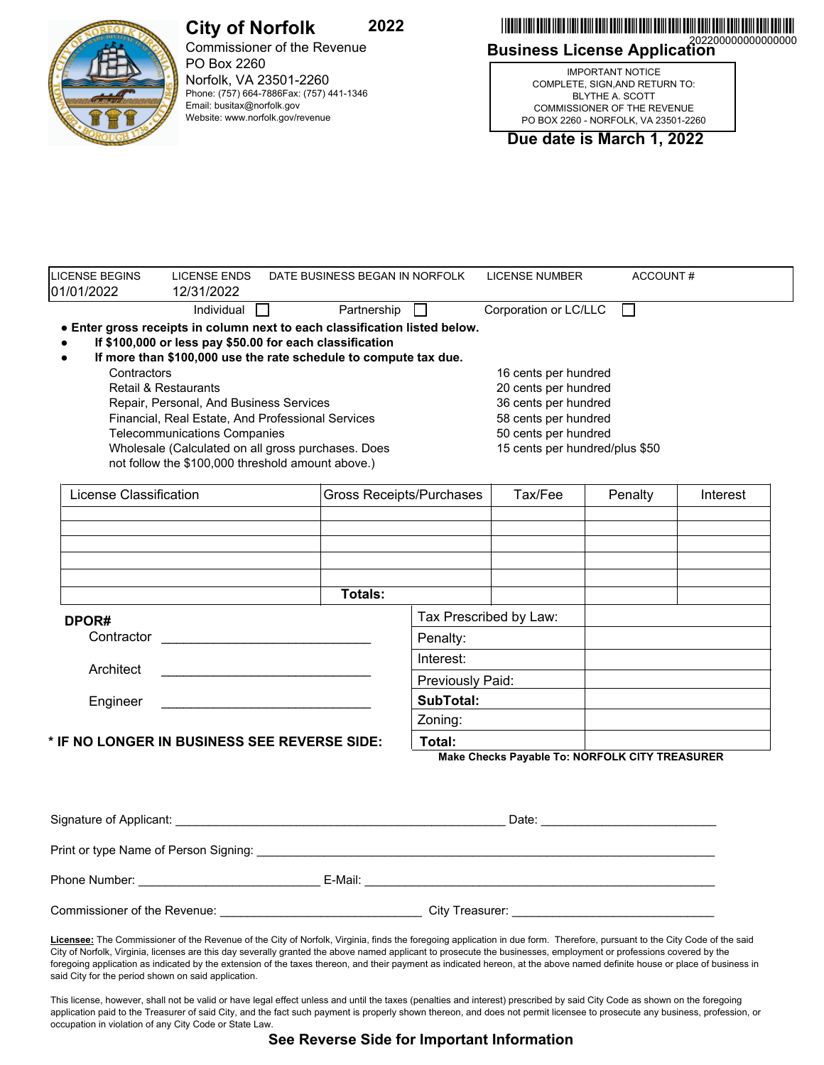# City of Norfolk

**2022**

Commissioner of the Revenue
PO Box 2260
Norfolk, VA 23501-2260
Phone: (757) 664-7886Fax: (757) 441-1346
Email: busitax@norfolk.gov
Website: www.norfolk.gov/revenue

202200000000000000

## Business License Application

IMPORTANT NOTICE
COMPLETE, SIGN,AND RETURN TO:
BLYTHE A. SCOTT
COMMISSIONER OF THE REVENUE
PO BOX 2260 - NORFOLK, VA 23501-2260

**Due date is March 1, 2022**

| LICENSE BEGINS | LICENSE ENDS | DATE BUSINESS BEGAN IN NORFOLK | LICENSE NUMBER | ACCOUNT # |
|---|---|---|---|---|
| 01/01/2022 | 12/31/2022 | | | |

Individual ☐ Partnership ☐ Corporation or LC/LLC ☐

- **Enter gross receipts in column next to each classification listed below.**
- **If $100,000 or less pay $50.00 for each classification**
- **If more than $100,000 use the rate schedule to compute tax due.**

| | |
|---|---|
| Contractors | 16 cents per hundred |
| Retail & Restaurants | 20 cents per hundred |
| Repair, Personal, And Business Services | 36 cents per hundred |
| Financial, Real Estate, And Professional Services | 58 cents per hundred |
| Telecommunications Companies | 50 cents per hundred |
| Wholesale (Calculated on all gross purchases. Does not follow the $100,000 threshold amount above.) | 15 cents per hundred/plus $50 |

| License Classification | Gross Receipts/Purchases | Tax/Fee | Penalty | Interest |
|---|---|---|---|---|
| | | | | |
| | | | | |
| | | | | |
| | | | | |
| | | | | |
| | **Totals:** | | | |

**DPOR#**

Contractor ______________________________

Architect ______________________________

Engineer ______________________________

| | |
|---|---|
| Tax Prescribed by Law: | |
| Penalty: | |
| Interest: | |
| Previously Paid: | |
| **SubTotal:** | |
| Zoning: | |
| **Total:** | |

**\* IF NO LONGER IN BUSINESS SEE REVERSE SIDE:**

**Make Checks Payable To: NORFOLK CITY TREASURER**

Signature of Applicant: ___________________________________________________ Date: ___________________________

Print or type Name of Person Signing: ___________________________________________________________________________

Phone Number: ____________________________ E-Mail: ______________________________________________________

Commissioner of the Revenue: _______________________________ City Treasurer: _______________________________

**Licensee:** The Commissioner of the Revenue of the City of Norfolk, Virginia, finds the foregoing application in due form. Therefore, pursuant to the City Code of the said City of Norfolk, Virginia, licenses are this day severally granted the above named applicant to prosecute the businesses, employment or professions covered by the foregoing application as indicated by the extension of the taxes thereon, and their payment as indicated hereon, at the above named definite house or place of business in said City for the period shown on said application.

This license, however, shall not be valid or have legal effect unless and until the taxes (penalties and interest) prescribed by said City Code as shown on the foregoing application paid to the Treasurer of said City, and the fact such payment is properly shown thereon, and does not permit licensee to prosecute any business, profession, or occupation in violation of any City Code or State Law.

**See Reverse Side for Important Information**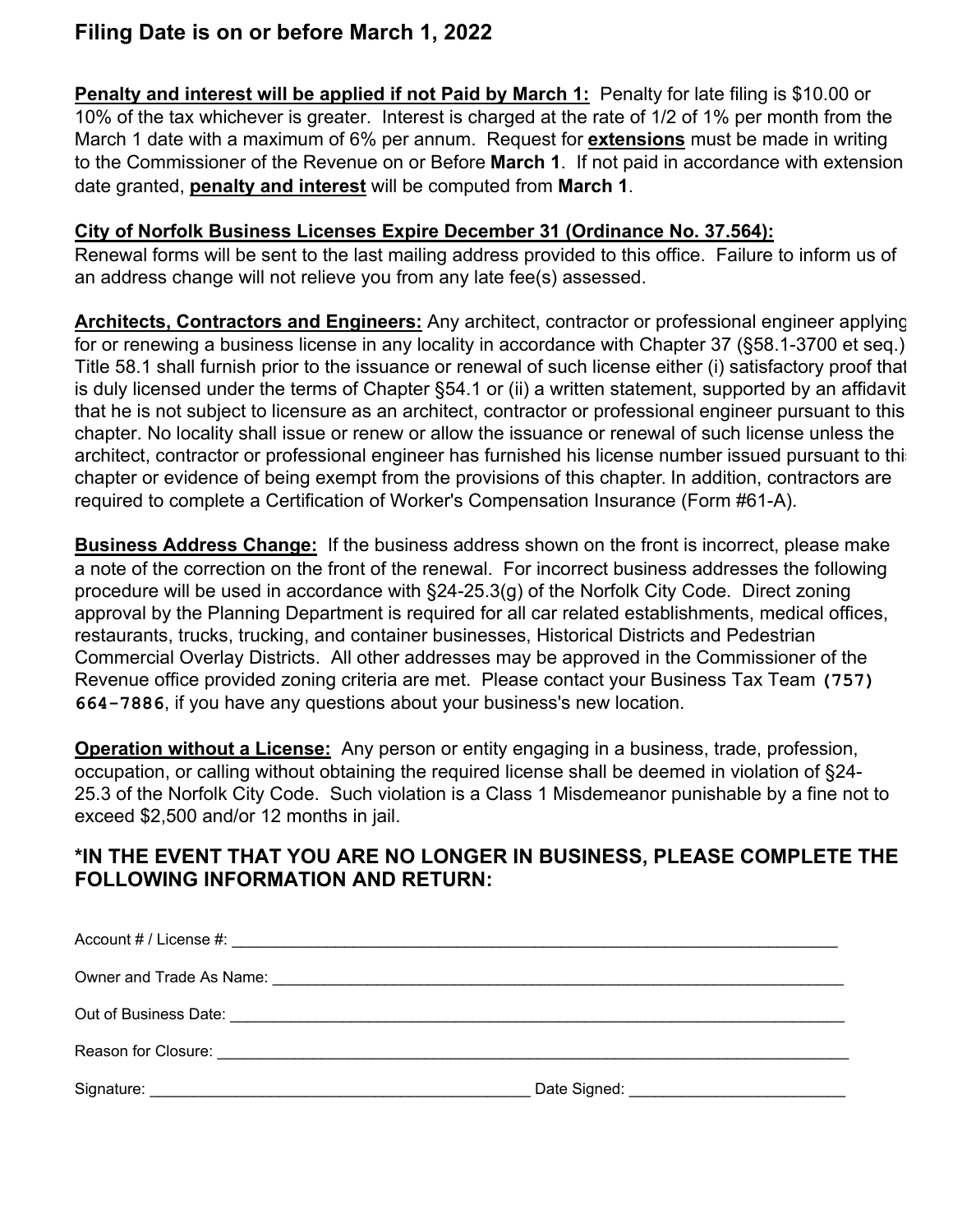## Filing Date is on or before March 1, 2022

**Penalty and interest will be applied if not Paid by March 1:** Penalty for late filing is $10.00 or 10% of the tax whichever is greater. Interest is charged at the rate of 1/2 of 1% per month from the March 1 date with a maximum of 6% per annum. Request for **extensions** must be made in writing to the Commissioner of the Revenue on or Before **March 1**. If not paid in accordance with extension date granted, **penalty and interest** will be computed from **March 1**.

**City of Norfolk Business Licenses Expire December 31 (Ordinance No. 37.564):**
Renewal forms will be sent to the last mailing address provided to this office. Failure to inform us of an address change will not relieve you from any late fee(s) assessed.

**Architects, Contractors and Engineers:** Any architect, contractor or professional engineer applying for or renewing a business license in any locality in accordance with Chapter 37 (§58.1-3700 et seq.) Title 58.1 shall furnish prior to the issuance or renewal of such license either (i) satisfactory proof that is duly licensed under the terms of Chapter §54.1 or (ii) a written statement, supported by an affidavit that he is not subject to licensure as an architect, contractor or professional engineer pursuant to this chapter. No locality shall issue or renew or allow the issuance or renewal of such license unless the architect, contractor or professional engineer has furnished his license number issued pursuant to this chapter or evidence of being exempt from the provisions of this chapter. In addition, contractors are required to complete a Certification of Worker's Compensation Insurance (Form #61-A).

**Business Address Change:** If the business address shown on the front is incorrect, please make a note of the correction on the front of the renewal. For incorrect business addresses the following procedure will be used in accordance with §24-25.3(g) of the Norfolk City Code. Direct zoning approval by the Planning Department is required for all car related establishments, medical offices, restaurants, trucks, trucking, and container businesses, Historical Districts and Pedestrian Commercial Overlay Districts. All other addresses may be approved in the Commissioner of the Revenue office provided zoning criteria are met. Please contact your Business Tax Team **(757) 664-7886**, if you have any questions about your business's new location.

**Operation without a License:** Any person or entity engaging in a business, trade, profession, occupation, or calling without obtaining the required license shall be deemed in violation of §24-25.3 of the Norfolk City Code. Such violation is a Class 1 Misdemeanor punishable by a fine not to exceed $2,500 and/or 12 months in jail.

### *IN THE EVENT THAT YOU ARE NO LONGER IN BUSINESS, PLEASE COMPLETE THE FOLLOWING INFORMATION AND RETURN:

Account # / License #: ______________________________

Owner and Trade As Name: ______________________________

Out of Business Date: ______________________________

Reason for Closure: ______________________________

Signature: ______________________________ Date Signed: ______________________________